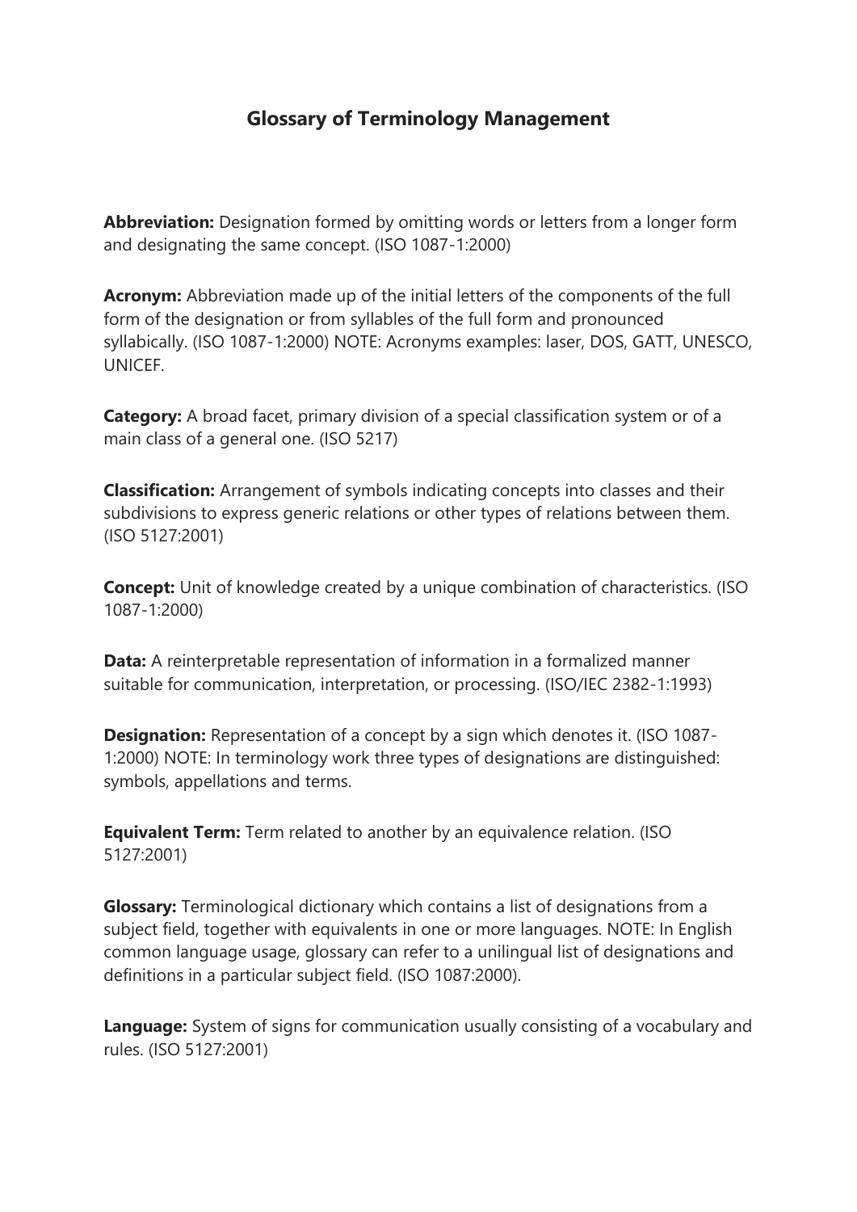# Glossary of Terminology Management

**Abbreviation:** Designation formed by omitting words or letters from a longer form and designating the same concept. (ISO 1087-1:2000)

**Acronym:** Abbreviation made up of the initial letters of the components of the full form of the designation or from syllables of the full form and pronounced syllabically. (ISO 1087-1:2000) NOTE: Acronyms examples: laser, DOS, GATT, UNESCO, UNICEF.

**Category:** A broad facet, primary division of a special classification system or of a main class of a general one. (ISO 5217)

**Classification:** Arrangement of symbols indicating concepts into classes and their subdivisions to express generic relations or other types of relations between them. (ISO 5127:2001)

**Concept:** Unit of knowledge created by a unique combination of characteristics. (ISO 1087-1:2000)

**Data:** A reinterpretable representation of information in a formalized manner suitable for communication, interpretation, or processing. (ISO/IEC 2382-1:1993)

**Designation:** Representation of a concept by a sign which denotes it. (ISO 1087-1:2000) NOTE: In terminology work three types of designations are distinguished: symbols, appellations and terms.

**Equivalent Term:** Term related to another by an equivalence relation. (ISO 5127:2001)

**Glossary:** Terminological dictionary which contains a list of designations from a subject field, together with equivalents in one or more languages. NOTE: In English common language usage, glossary can refer to a unilingual list of designations and definitions in a particular subject field. (ISO 1087:2000).

**Language:** System of signs for communication usually consisting of a vocabulary and rules. (ISO 5127:2001)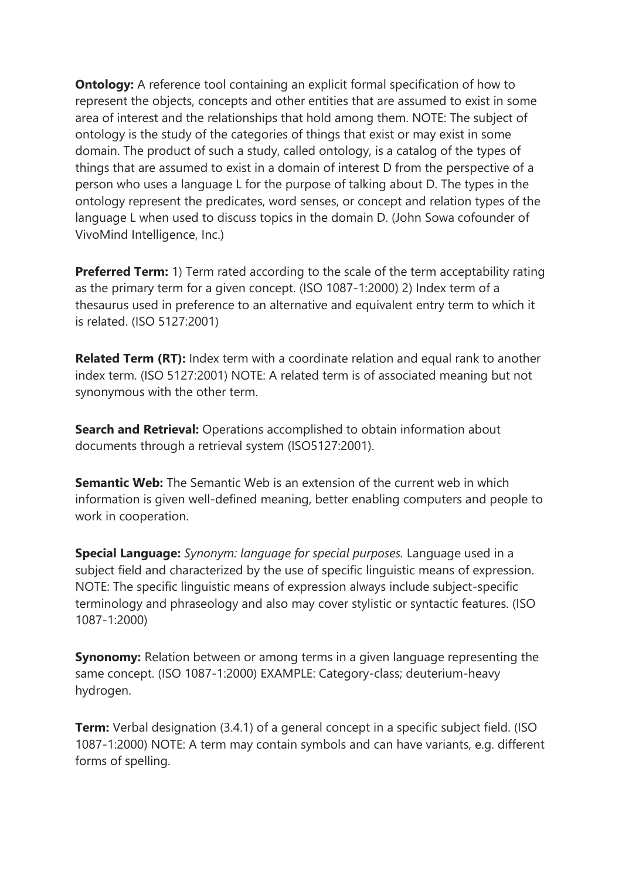**Ontology:** A reference tool containing an explicit formal specification of how to represent the objects, concepts and other entities that are assumed to exist in some area of interest and the relationships that hold among them. NOTE: The subject of ontology is the study of the categories of things that exist or may exist in some domain. The product of such a study, called ontology, is a catalog of the types of things that are assumed to exist in a domain of interest D from the perspective of a person who uses a language L for the purpose of talking about D. The types in the ontology represent the predicates, word senses, or concept and relation types of the language L when used to discuss topics in the domain D. (John Sowa cofounder of VivoMind Intelligence, Inc.)

**Preferred Term:** 1) Term rated according to the scale of the term acceptability rating as the primary term for a given concept. (ISO 1087-1:2000) 2) Index term of a thesaurus used in preference to an alternative and equivalent entry term to which it is related. (ISO 5127:2001)

**Related Term (RT):** Index term with a coordinate relation and equal rank to another index term. (ISO 5127:2001) NOTE: A related term is of associated meaning but not synonymous with the other term.

**Search and Retrieval:** Operations accomplished to obtain information about documents through a retrieval system (ISO5127:2001).

**Semantic Web:** The Semantic Web is an extension of the current web in which information is given well-defined meaning, better enabling computers and people to work in cooperation.

**Special Language:** *Synonym: language for special purposes.* Language used in a subject field and characterized by the use of specific linguistic means of expression. NOTE: The specific linguistic means of expression always include subject-specific terminology and phraseology and also may cover stylistic or syntactic features. (ISO 1087-1:2000)

**Synonomy:** Relation between or among terms in a given language representing the same concept. (ISO 1087-1:2000) EXAMPLE: Category-class; deuterium-heavy hydrogen.

**Term:** Verbal designation (3.4.1) of a general concept in a specific subject field. (ISO 1087-1:2000) NOTE: A term may contain symbols and can have variants, e.g. different forms of spelling.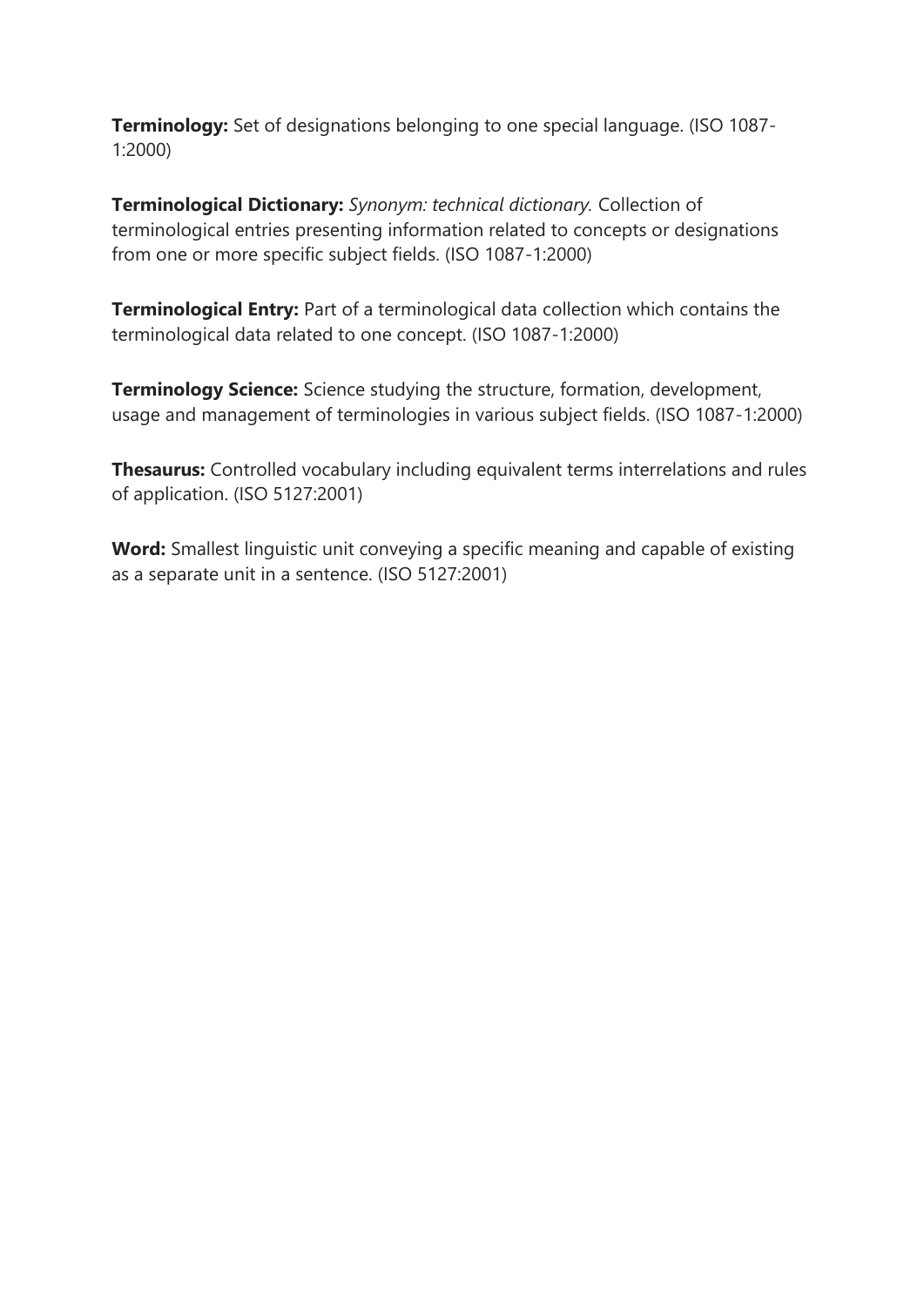**Terminology:** Set of designations belonging to one special language. (ISO 1087-1:2000)

**Terminological Dictionary:** *Synonym: technical dictionary.* Collection of terminological entries presenting information related to concepts or designations from one or more specific subject fields. (ISO 1087-1:2000)

**Terminological Entry:** Part of a terminological data collection which contains the terminological data related to one concept. (ISO 1087-1:2000)

**Terminology Science:** Science studying the structure, formation, development, usage and management of terminologies in various subject fields. (ISO 1087-1:2000)

**Thesaurus:** Controlled vocabulary including equivalent terms interrelations and rules of application. (ISO 5127:2001)

**Word:** Smallest linguistic unit conveying a specific meaning and capable of existing as a separate unit in a sentence. (ISO 5127:2001)